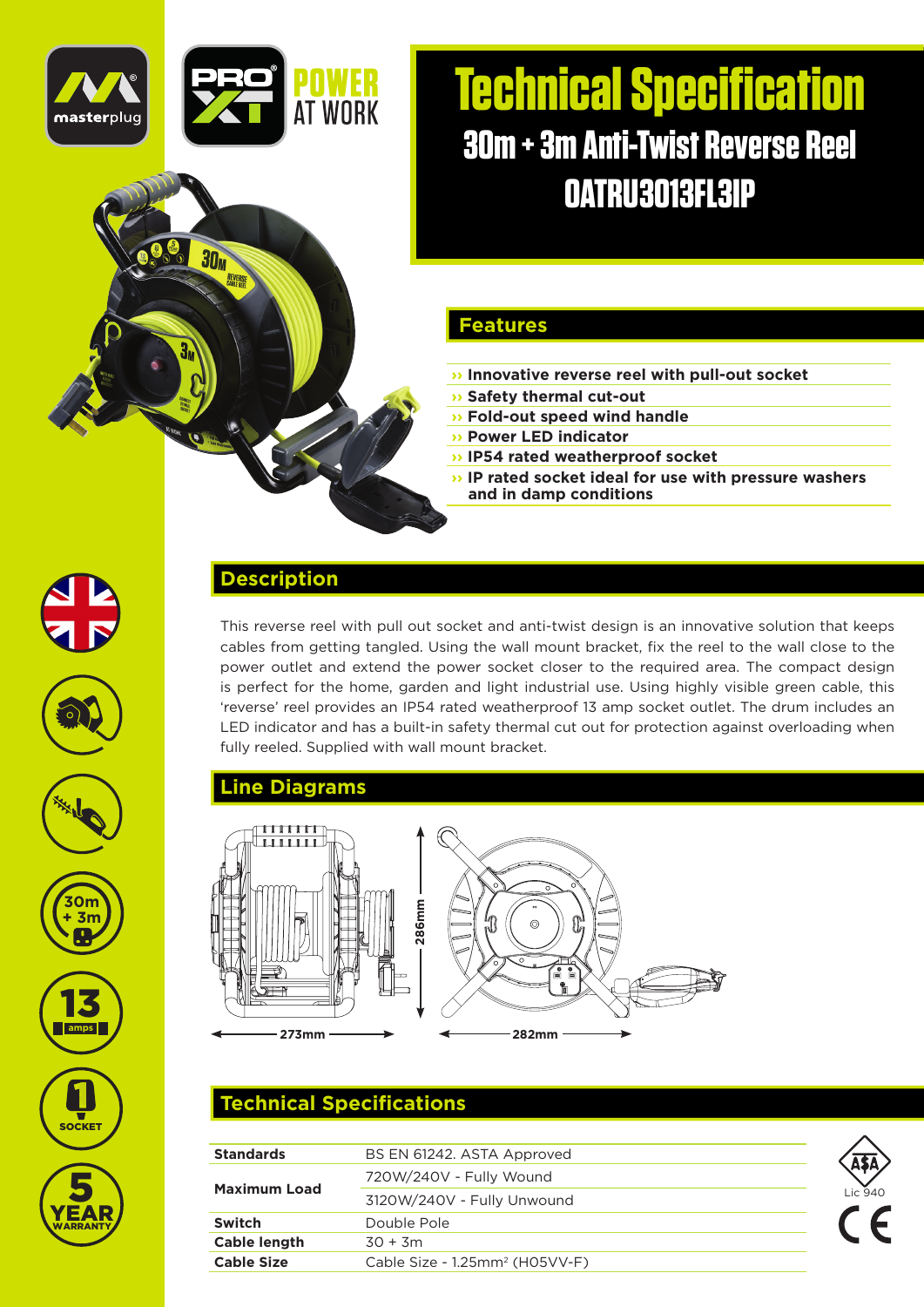masterplug

PRO XT POWER AT WORK

# Technical Specification

## 30m + 3m Anti-Twist Reverse Reel

## OATRU3013FL3IP

## Features

- **Innovative reverse reel with pull-out socket**
- **Safety thermal cut-out**
- **Fold-out speed wind handle**
- **Power LED indicator**
- **IP54 rated weatherproof socket**
- **IP rated socket ideal for use with pressure washers and in damp conditions**

## Description

This reverse reel with pull out socket and anti-twist design is an innovative solution that keeps cables from getting tangled. Using the wall mount bracket, fix the reel to the wall close to the power outlet and extend the power socket closer to the required area. The compact design is perfect for the home, garden and light industrial use. Using highly visible green cable, this 'reverse' reel provides an IP54 rated weatherproof 13 amp socket outlet. The drum includes an LED indicator and has a built-in safety thermal cut out for protection against overloading when fully reeled. Supplied with wall mount bracket.

## Line Diagrams

273mm 286mm 282mm

## Technical Specifications

| | |
|---|---|
| **Standards** | BS EN 61242. ASTA Approved |
| **Maximum Load** | 720W/240V - Fully Wound |
| | 3120W/240V - Fully Unwound |
| **Switch** | Double Pole |
| **Cable length** | 30 + 3m |
| **Cable Size** | Cable Size - 1.25mm² (H05VV-F) |

ASTA Lic 940

CE

30m + 3m

13 amps

1 SOCKET

5 YEAR WARRANTY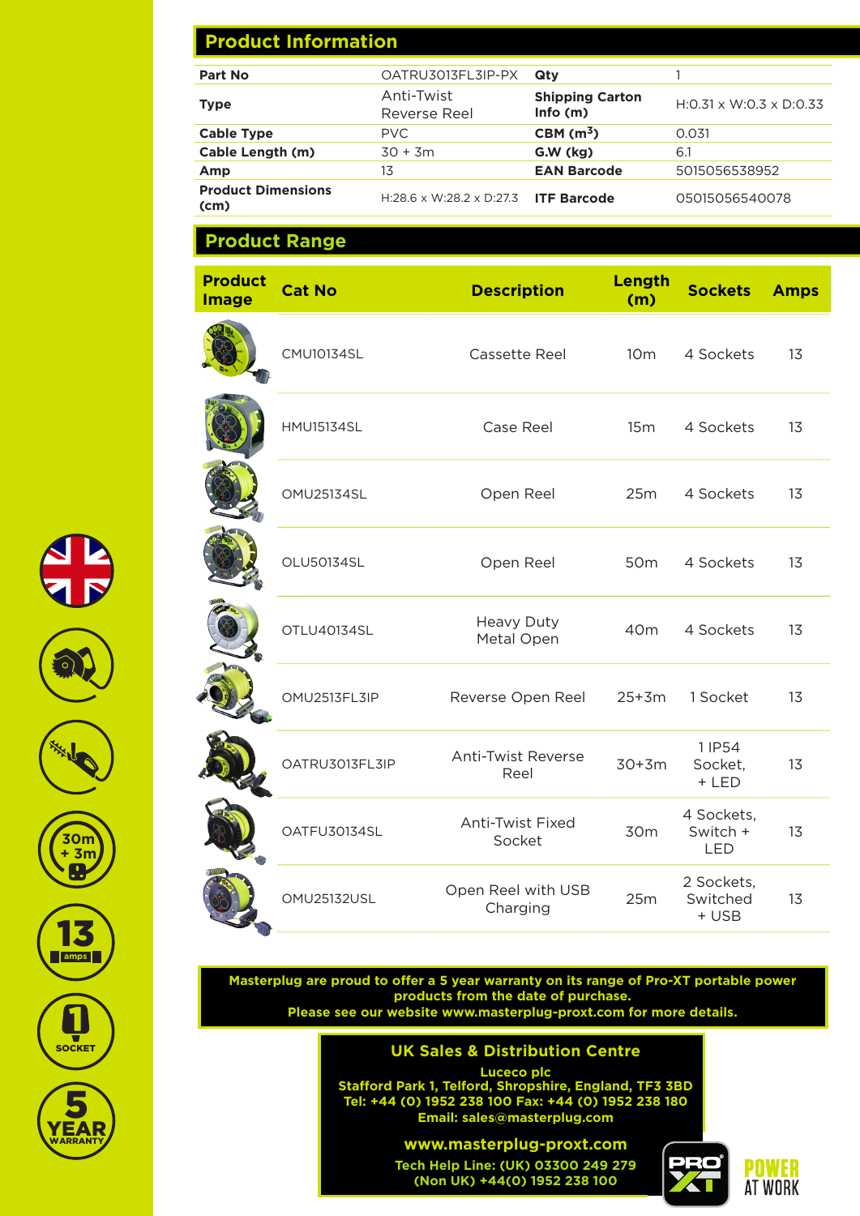## Product Information

| | | | |
|---|---|---|---|
| **Part No** | OATRU3013FL3IP-PX | **Qty** | 1 |
| **Type** | Anti-Twist Reverse Reel | **Shipping Carton Info (m)** | H:0.31 x W:0.3 x D:0.33 |
| **Cable Type** | PVC | **CBM (m³)** | 0.031 |
| **Cable Length (m)** | 30 + 3m | **G.W (kg)** | 6.1 |
| **Amp** | 13 | **EAN Barcode** | 5015056538952 |
| **Product Dimensions (cm)** | H:28.6 x W:28.2 x D:27.3 | **ITF Barcode** | 05015056540078 |

## Product Range

| Product Image | Cat No | Description | Length (m) | Sockets | Amps |
|---|---|---|---|---|---|
| | CMU10134SL | Cassette Reel | 10m | 4 Sockets | 13 |
| | HMU15134SL | Case Reel | 15m | 4 Sockets | 13 |
| | OMU25134SL | Open Reel | 25m | 4 Sockets | 13 |
| | OLU50134SL | Open Reel | 50m | 4 Sockets | 13 |
| | OTLU40134SL | Heavy Duty Metal Open | 40m | 4 Sockets | 13 |
| | OMU2513FL3IP | Reverse Open Reel | 25+3m | 1 Socket | 13 |
| | OATRU3013FL3IP | Anti-Twist Reverse Reel | 30+3m | 1 IP54 Socket, + LED | 13 |
| | OATFU30134SL | Anti-Twist Fixed Socket | 30m | 4 Sockets, Switch + LED | 13 |
| | OMU25132USL | Open Reel with USB Charging | 25m | 2 Sockets, Switched + USB | 13 |

**Masterplug are proud to offer a 5 year warranty on its range of Pro-XT portable power products from the date of purchase.**
**Please see our website www.masterplug-proxt.com for more details.**

### UK Sales & Distribution Centre

**Luceco plc**
**Stafford Park 1, Telford, Shropshire, England, TF3 3BD**
**Tel: +44 (0) 1952 238 100 Fax: +44 (0) 1952 238 180**
**Email: sales@masterplug.com**

**www.masterplug-proxt.com**

**Tech Help Line: (UK) 03300 249 279**
**(Non UK) +44(0) 1952 238 100**

PRO XT
POWER AT WORK

30m + 3m
13 amps
1 SOCKET
5 YEAR WARRANTY